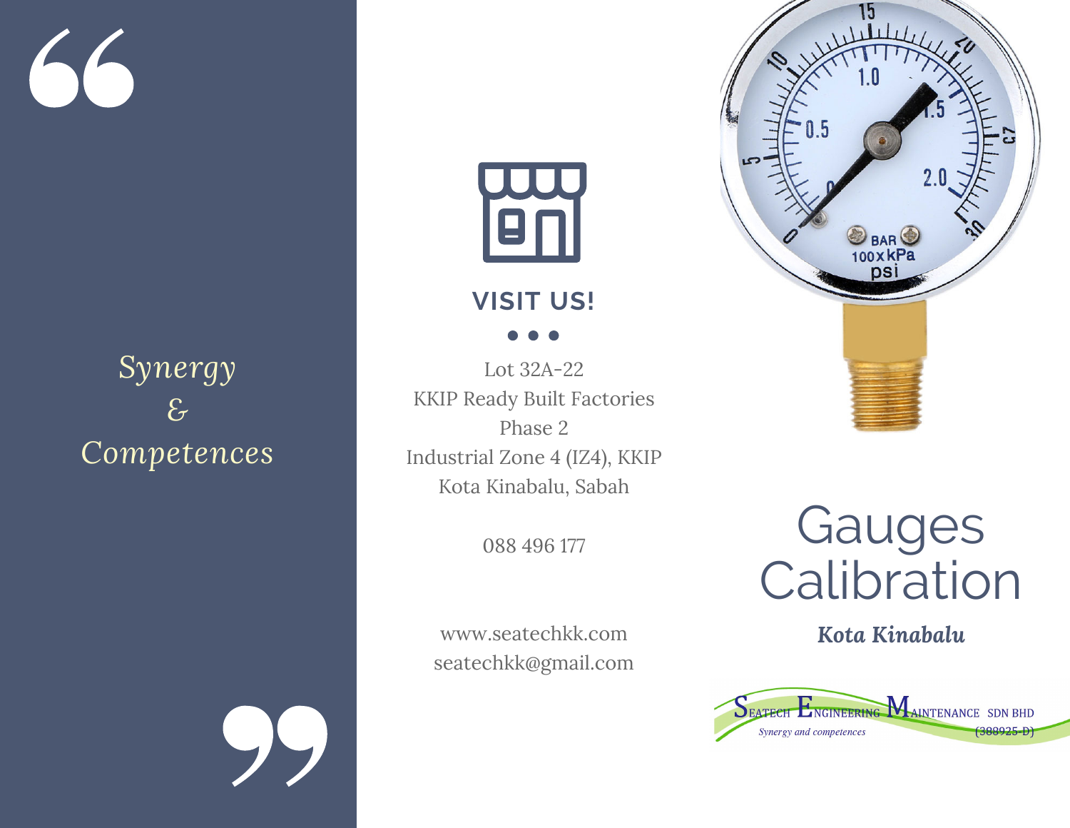Synergy
&
Competences

## VISIT US!

Lot 32A-22
KKIP Ready Built Factories
Phase 2
Industrial Zone 4 (IZ4), KKIP
Kota Kinabalu, Sabah

088 496 177

www.seatechkk.com
seatechkk@gmail.com

# Gauges Calibration

***Kota Kinabalu***

SEATECH ENGINEERING MAINTENANCE SDN BHD
*Synergy and competences* (388925-D)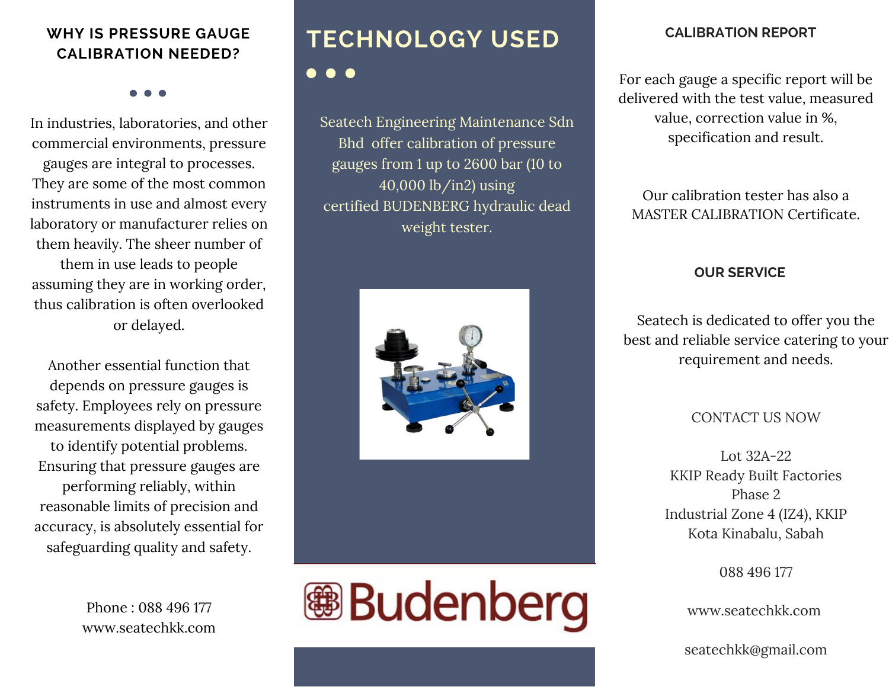## WHY IS PRESSURE GAUGE CALIBRATION NEEDED?

In industries, laboratories, and other commercial environments, pressure gauges are integral to processes. They are some of the most common instruments in use and almost every laboratory or manufacturer relies on them heavily. The sheer number of them in use leads to people assuming they are in working order, thus calibration is often overlooked or delayed.

Another essential function that depends on pressure gauges is safety. Employees rely on pressure measurements displayed by gauges to identify potential problems. Ensuring that pressure gauges are performing reliably, within reasonable limits of precision and accuracy, is absolutely essential for safeguarding quality and safety.

Phone : 088 496 177
www.seatechkk.com

## TECHNOLOGY USED

Seatech Engineering Maintenance Sdn Bhd offer calibration of pressure gauges from 1 up to 2600 bar (10 to 40,000 lb/in2) using certified BUDENBERG hydraulic dead weight tester.

Budenberg

## CALIBRATION REPORT

For each gauge a specific report will be delivered with the test value, measured value, correction value in %, specification and result.

Our calibration tester has also a MASTER CALIBRATION Certificate.

## OUR SERVICE

Seatech is dedicated to offer you the best and reliable service catering to your requirement and needs.

CONTACT US NOW

Lot 32A-22
KKIP Ready Built Factories
Phase 2
Industrial Zone 4 (IZ4), KKIP
Kota Kinabalu, Sabah

088 496 177

www.seatechkk.com

seatechkk@gmail.com